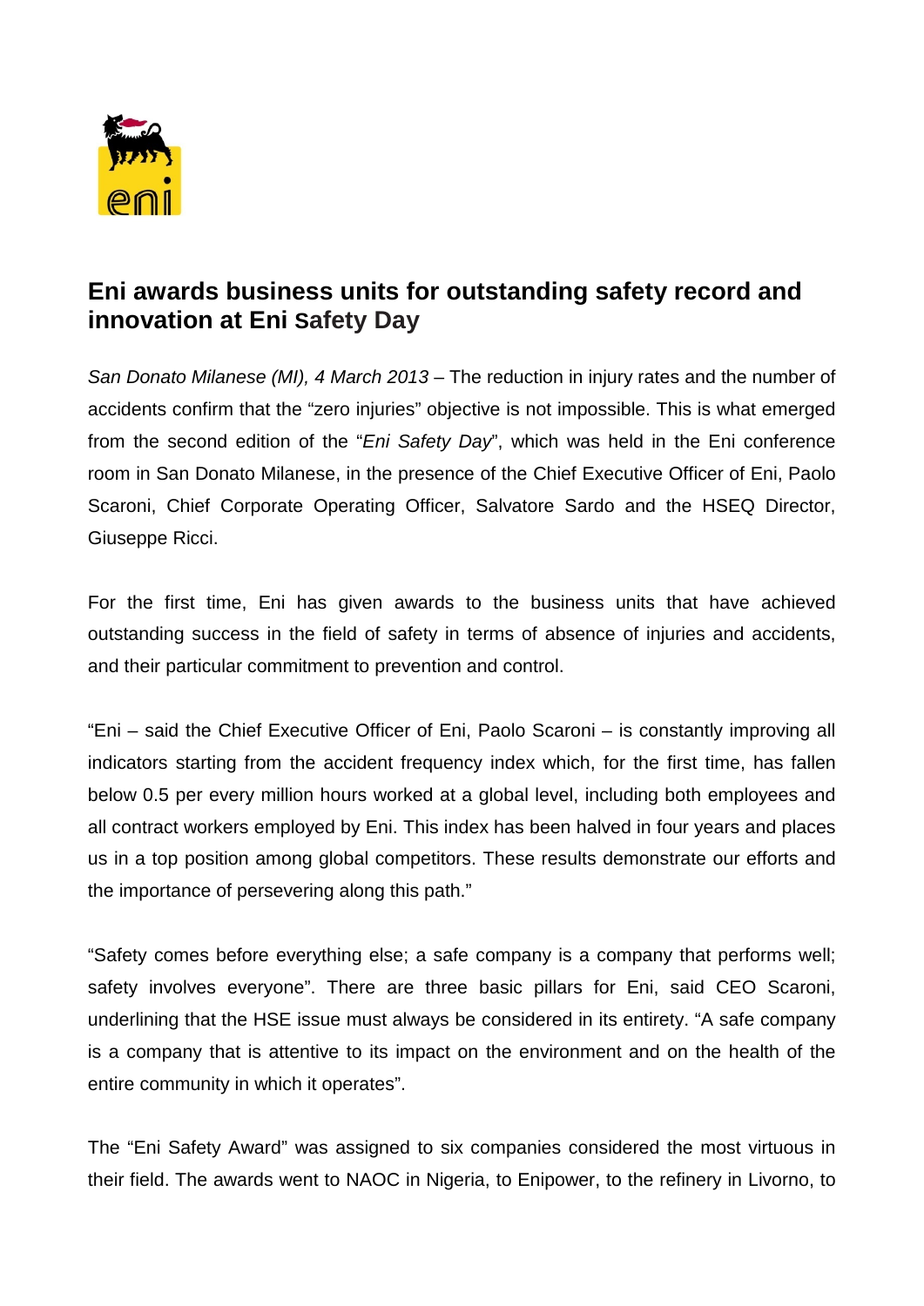# Eni awards business units for outstanding safety record and innovation at Eni Safety Day

*San Donato Milanese (MI), 4 March 2013* – The reduction in injury rates and the number of accidents confirm that the "zero injuries" objective is not impossible. This is what emerged from the second edition of the "*Eni Safety Day*", which was held in the Eni conference room in San Donato Milanese, in the presence of the Chief Executive Officer of Eni, Paolo Scaroni, Chief Corporate Operating Officer, Salvatore Sardo and the HSEQ Director, Giuseppe Ricci.

For the first time, Eni has given awards to the business units that have achieved outstanding success in the field of safety in terms of absence of injuries and accidents, and their particular commitment to prevention and control.

"Eni – said the Chief Executive Officer of Eni, Paolo Scaroni – is constantly improving all indicators starting from the accident frequency index which, for the first time, has fallen below 0.5 per every million hours worked at a global level, including both employees and all contract workers employed by Eni. This index has been halved in four years and places us in a top position among global competitors. These results demonstrate our efforts and the importance of persevering along this path."

"Safety comes before everything else; a safe company is a company that performs well; safety involves everyone". There are three basic pillars for Eni, said CEO Scaroni, underlining that the HSE issue must always be considered in its entirety. "A safe company is a company that is attentive to its impact on the environment and on the health of the entire community in which it operates".

The "Eni Safety Award" was assigned to six companies considered the most virtuous in their field. The awards went to NAOC in Nigeria, to Enipower, to the refinery in Livorno, to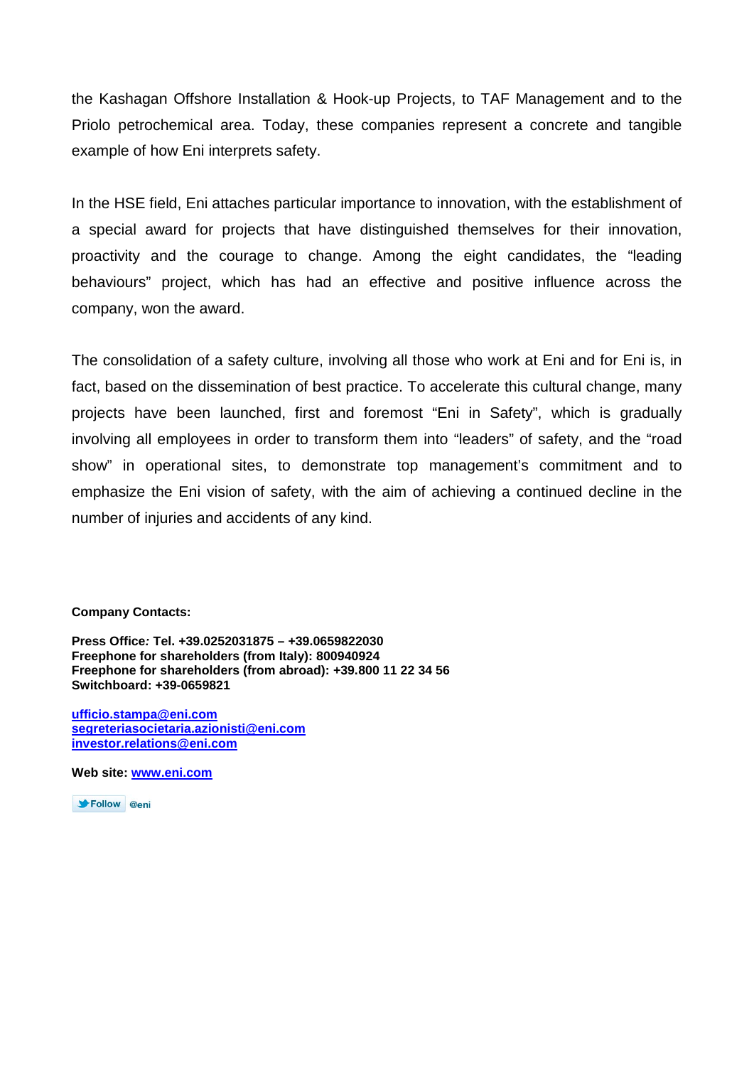the Kashagan Offshore Installation & Hook-up Projects, to TAF Management and to the Priolo petrochemical area. Today, these companies represent a concrete and tangible example of how Eni interprets safety.

In the HSE field, Eni attaches particular importance to innovation, with the establishment of a special award for projects that have distinguished themselves for their innovation, proactivity and the courage to change. Among the eight candidates, the “leading behaviours” project, which has had an effective and positive influence across the company, won the award.

The consolidation of a safety culture, involving all those who work at Eni and for Eni is, in fact, based on the dissemination of best practice. To accelerate this cultural change, many projects have been launched, first and foremost “Eni in Safety”, which is gradually involving all employees in order to transform them into “leaders” of safety, and the “road show” in operational sites, to demonstrate top management’s commitment and to emphasize the Eni vision of safety, with the aim of achieving a continued decline in the number of injuries and accidents of any kind.

**Company Contacts:**

**Press Office*:* Tel. +39.0252031875 – +39.0659822030**
**Freephone for shareholders (from Italy): 800940924**
**Freephone for shareholders (from abroad): +39.800 11 22 34 56**
**Switchboard: +39-0659821**

**ufficio.stampa@eni.com**
**segreteriasocietaria.azionisti@eni.com**
**investor.relations@eni.com**

**Web site: www.eni.com**

Follow @eni